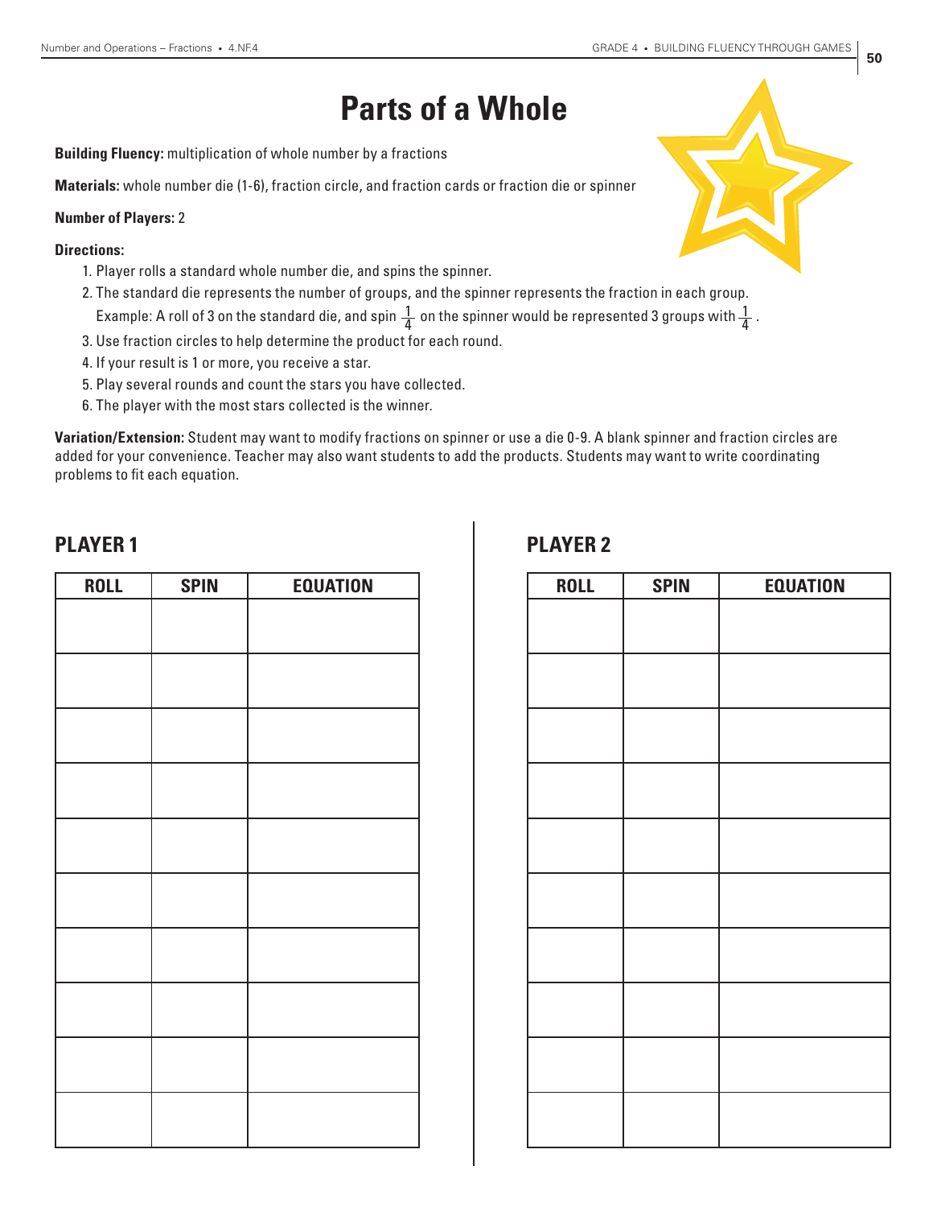# Parts of a Whole

**Building Fluency:** multiplication of whole number by a fractions

**Materials:** whole number die (1-6), fraction circle, and fraction cards or fraction die or spinner

**Number of Players:** 2

**Directions:**

1. Player rolls a standard whole number die, and spins the spinner.
2. The standard die represents the number of groups, and the spinner represents the fraction in each group. Example: A roll of 3 on the standard die, and spin $\frac{1}{4}$ on the spinner would be represented 3 groups with $\frac{1}{4}$ .
3. Use fraction circles to help determine the product for each round.
4. If your result is 1 or more, you receive a star.
5. Play several rounds and count the stars you have collected.
6. The player with the most stars collected is the winner.

**Variation/Extension:** Student may want to modify fractions on spinner or use a die 0-9. A blank spinner and fraction circles are added for your convenience. Teacher may also want students to add the products. Students may want to write coordinating problems to fit each equation.

## PLAYER 1

| ROLL | SPIN | EQUATION |
|---|---|---|
| | | |
| | | |
| | | |
| | | |
| | | |
| | | |
| | | |
| | | |
| | | |
| | | |

## PLAYER 2

| ROLL | SPIN | EQUATION |
|---|---|---|
| | | |
| | | |
| | | |
| | | |
| | | |
| | | |
| | | |
| | | |
| | | |
| | | |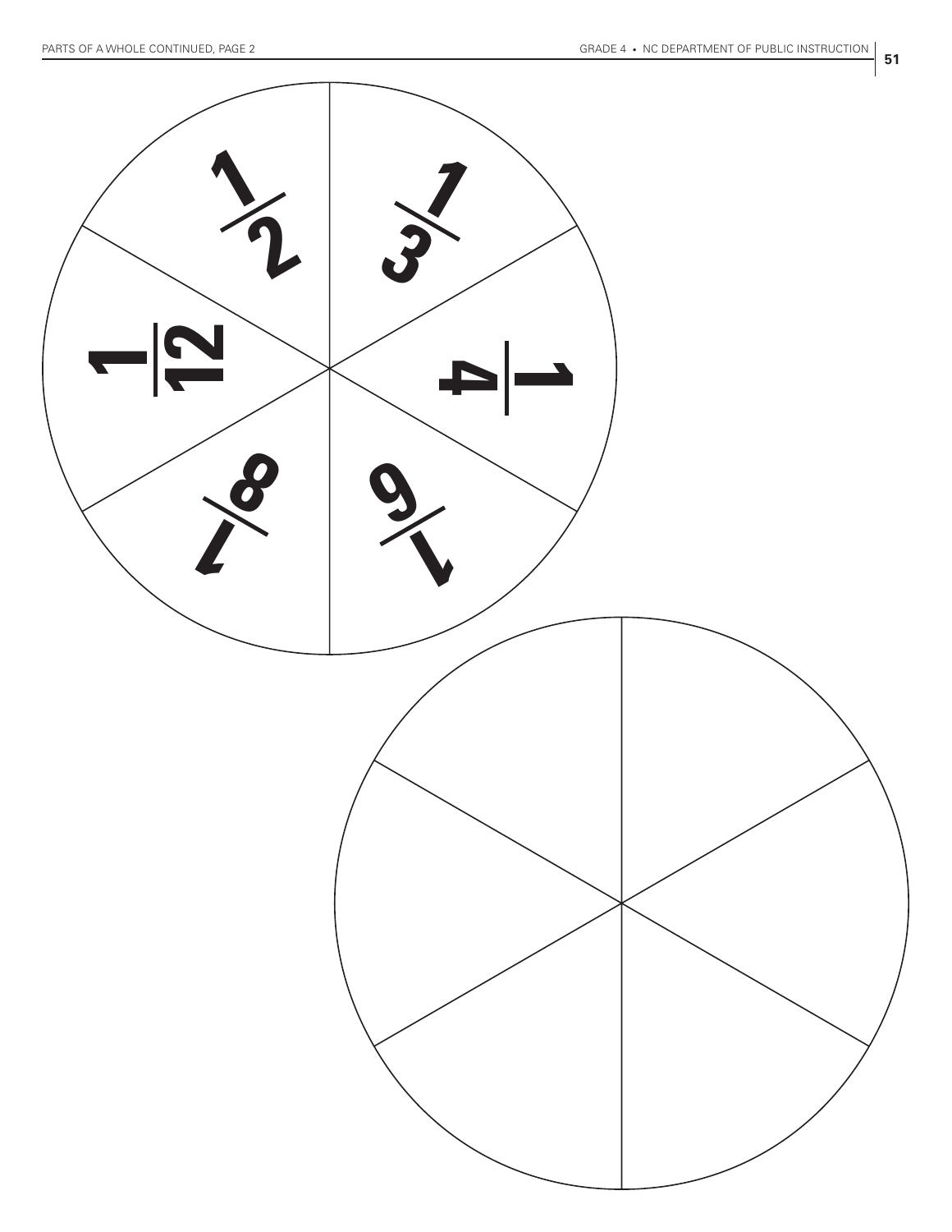$\frac{1}{2}$

$\frac{1}{3}$

$\frac{1}{4}$

$\frac{1}{6}$

$\frac{1}{8}$

$\frac{1}{12}$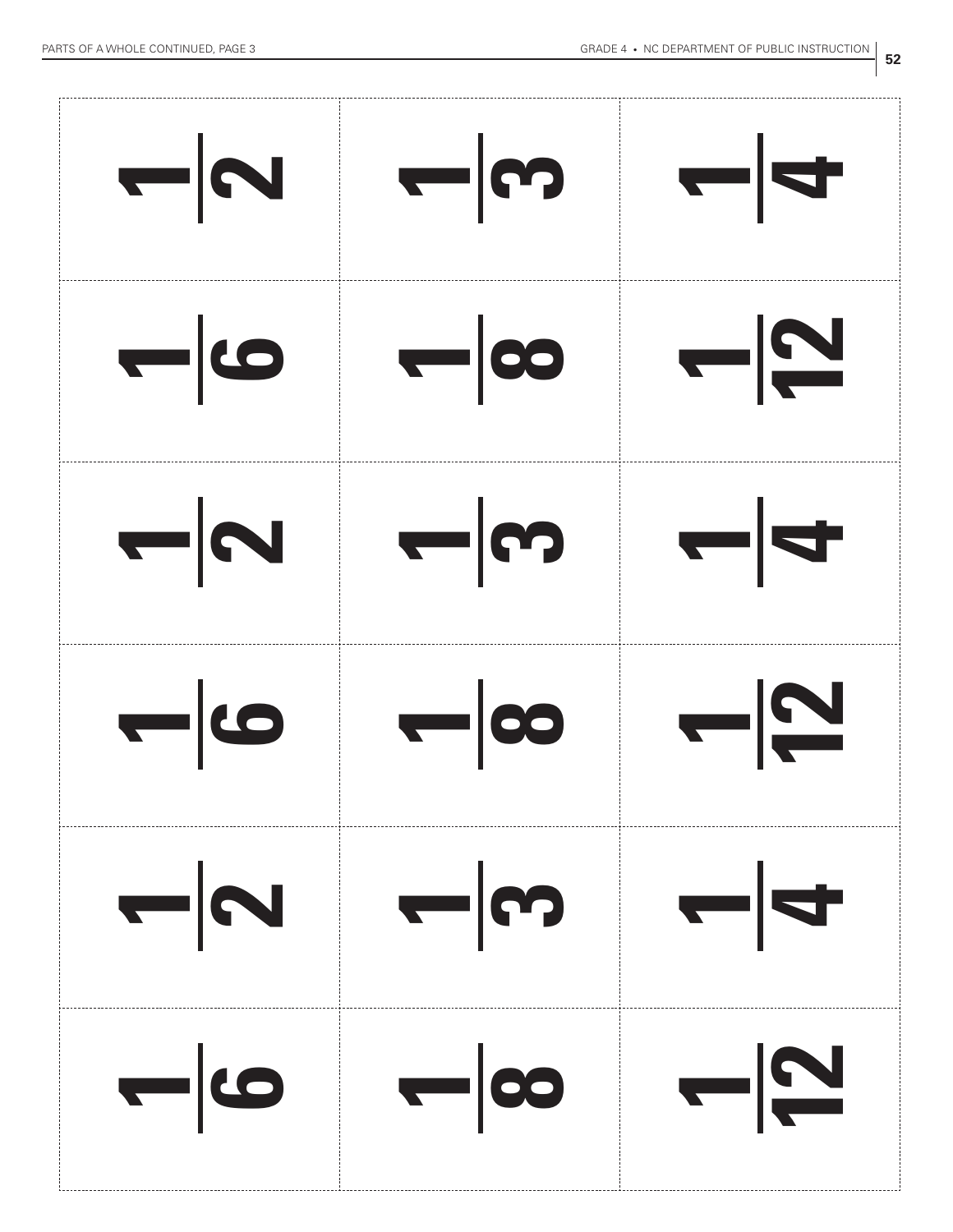| | | |
|---|---|---|
| $\frac{1}{2}$ | $\frac{1}{3}$ | $\frac{1}{4}$ |
| $\frac{1}{6}$ | $\frac{1}{8}$ | $\frac{1}{12}$ |
| $\frac{1}{2}$ | $\frac{1}{3}$ | $\frac{1}{4}$ |
| $\frac{1}{6}$ | $\frac{1}{8}$ | $\frac{1}{12}$ |
| $\frac{1}{2}$ | $\frac{1}{3}$ | $\frac{1}{4}$ |
| $\frac{1}{6}$ | $\frac{1}{8}$ | $\frac{1}{12}$ |